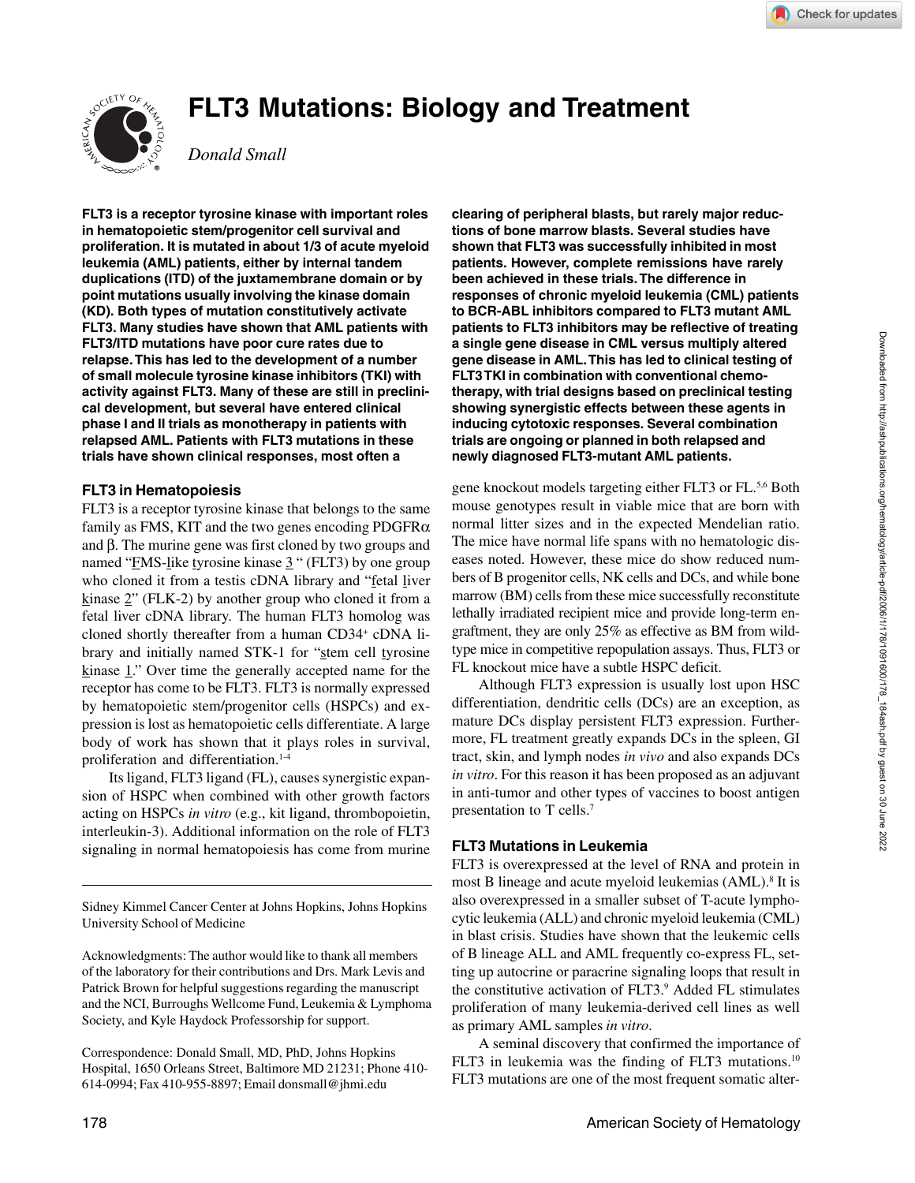# FLT3 Mutations: Biology and Treatment

*Donald Small*

**FLT3 is a receptor tyrosine kinase with important roles in hematopoietic stem/progenitor cell survival and proliferation. It is mutated in about 1/3 of acute myeloid leukemia (AML) patients, either by internal tandem duplications (ITD) of the juxtamembrane domain or by point mutations usually involving the kinase domain (KD). Both types of mutation constitutively activate FLT3. Many studies have shown that AML patients with FLT3/ITD mutations have poor cure rates due to relapse. This has led to the development of a number of small molecule tyrosine kinase inhibitors (TKI) with activity against FLT3. Many of these are still in preclinical development, but several have entered clinical phase I and II trials as monotherapy in patients with relapsed AML. Patients with FLT3 mutations in these trials have shown clinical responses, most often a clearing of peripheral blasts, but rarely major reductions of bone marrow blasts. Several studies have shown that FLT3 was successfully inhibited in most patients. However, complete remissions have rarely been achieved in these trials. The difference in responses of chronic myeloid leukemia (CML) patients to BCR-ABL inhibitors compared to FLT3 mutant AML patients to FLT3 inhibitors may be reflective of treating a single gene disease in CML versus multiply altered gene disease in AML. This has led to clinical testing of FLT3 TKI in combination with conventional chemotherapy, with trial designs based on preclinical testing showing synergistic effects between these agents in inducing cytotoxic responses. Several combination trials are ongoing or planned in both relapsed and newly diagnosed FLT3-mutant AML patients.**

## FLT3 in Hematopoiesis

FLT3 is a receptor tyrosine kinase that belongs to the same family as FMS, KIT and the two genes encoding PDGFRα and β. The murine gene was first cloned by two groups and named "FMS-like tyrosine kinase 3" (FLT3) by one group who cloned it from a testis cDNA library and "fetal liver kinase 2" (FLK-2) by another group who cloned it from a fetal liver cDNA library. The human FLT3 homolog was cloned shortly thereafter from a human CD34+ cDNA library and initially named STK-1 for "stem cell tyrosine kinase 1." Over time the generally accepted name for the receptor has come to be FLT3. FLT3 is normally expressed by hematopoietic stem/progenitor cells (HSPCs) and expression is lost as hematopoietic cells differentiate. A large body of work has shown that it plays roles in survival, proliferation and differentiation.[1-4]

Its ligand, FLT3 ligand (FL), causes synergistic expansion of HSPC when combined with other growth factors acting on HSPCs *in vitro* (e.g., kit ligand, thrombopoietin, interleukin-3). Additional information on the role of FLT3 signaling in normal hematopoiesis has come from murine gene knockout models targeting either FLT3 or FL.[5,6] Both mouse genotypes result in viable mice that are born with normal litter sizes and in the expected Mendelian ratio. The mice have normal life spans with no hematologic diseases noted. However, these mice do show reduced numbers of B progenitor cells, NK cells and DCs, and while bone marrow (BM) cells from these mice successfully reconstitute lethally irradiated recipient mice and provide long-term engraftment, they are only 25% as effective as BM from wild-type mice in competitive repopulation assays. Thus, FLT3 or FL knockout mice have a subtle HSPC deficit.

Although FLT3 expression is usually lost upon HSC differentiation, dendritic cells (DCs) are an exception, as mature DCs display persistent FLT3 expression. Furthermore, FL treatment greatly expands DCs in the spleen, GI tract, skin, and lymph nodes *in vivo* and also expands DCs *in vitro*. For this reason it has been proposed as an adjuvant in anti-tumor and other types of vaccines to boost antigen presentation to T cells.[7]

## FLT3 Mutations in Leukemia

FLT3 is overexpressed at the level of RNA and protein in most B lineage and acute myeloid leukemias (AML).[8] It is also overexpressed in a smaller subset of T-acute lymphocytic leukemia (ALL) and chronic myeloid leukemia (CML) in blast crisis. Studies have shown that the leukemic cells of B lineage ALL and AML frequently co-express FL, setting up autocrine or paracrine signaling loops that result in the constitutive activation of FLT3.[9] Added FL stimulates proliferation of many leukemia-derived cell lines as well as primary AML samples *in vitro*.

A seminal discovery that confirmed the importance of FLT3 in leukemia was the finding of FLT3 mutations.[10] FLT3 mutations are one of the most frequent somatic alter-

---

Sidney Kimmel Cancer Center at Johns Hopkins, Johns Hopkins University School of Medicine

Acknowledgments: The author would like to thank all members of the laboratory for their contributions and Drs. Mark Levis and Patrick Brown for helpful suggestions regarding the manuscript and the NCI, Burroughs Wellcome Fund, Leukemia & Lymphoma Society, and Kyle Haydock Professorship for support.

Correspondence: Donald Small, MD, PhD, Johns Hopkins Hospital, 1650 Orleans Street, Baltimore MD 21231; Phone 410-614-0994; Fax 410-955-8897; Email donsmall@jhmi.edu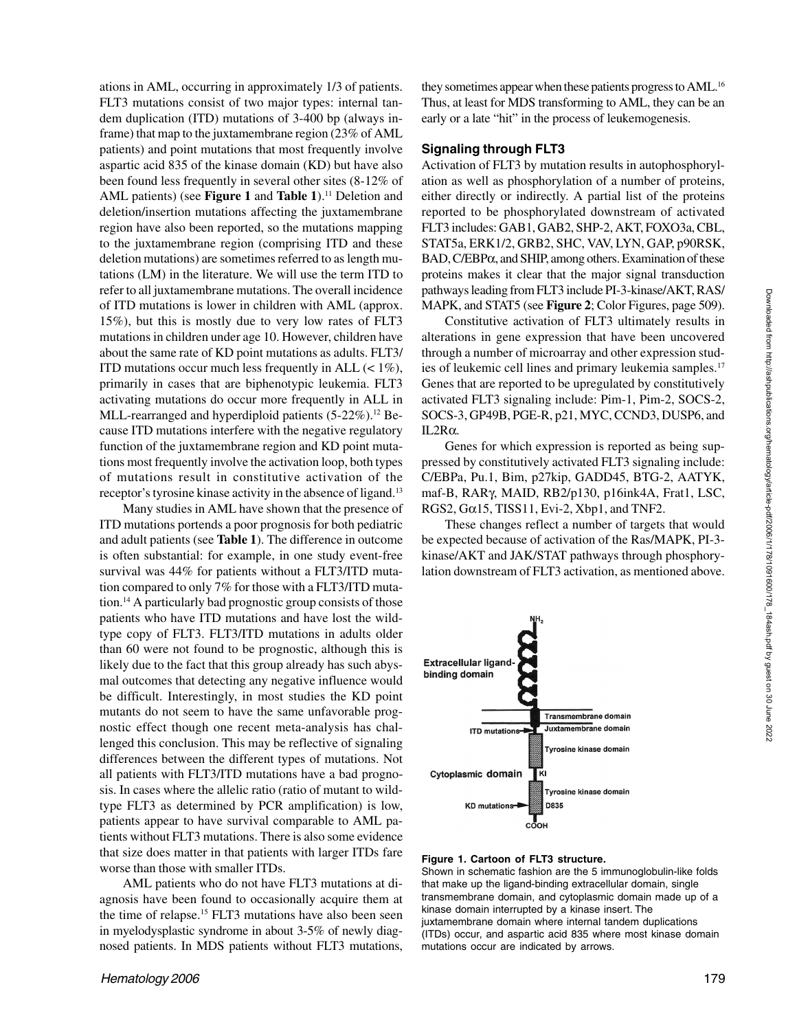ations in AML, occurring in approximately 1/3 of patients. FLT3 mutations consist of two major types: internal tandem duplication (ITD) mutations of 3-400 bp (always in-frame) that map to the juxtamembrane region (23% of AML patients) and point mutations that most frequently involve aspartic acid 835 of the kinase domain (KD) but have also been found less frequently in several other sites (8-12% of AML patients) (see **Figure 1** and **Table 1**).[11] Deletion and deletion/insertion mutations affecting the juxtamembrane region have also been reported, so the mutations mapping to the juxtamembrane region (comprising ITD and these deletion mutations) are sometimes referred to as length mutations (LM) in the literature. We will use the term ITD to refer to all juxtamembrane mutations. The overall incidence of ITD mutations is lower in children with AML (approx. 15%), but this is mostly due to very low rates of FLT3 mutations in children under age 10. However, children have about the same rate of KD point mutations as adults. FLT3/ITD mutations occur much less frequently in ALL (< 1%), primarily in cases that are biphenotypic leukemia. FLT3 activating mutations do occur more frequently in ALL in MLL-rearranged and hyperdiploid patients (5-22%).[12] Because ITD mutations interfere with the negative regulatory function of the juxtamembrane region and KD point mutations most frequently involve the activation loop, both types of mutations result in constitutive activation of the receptor's tyrosine kinase activity in the absence of ligand.[13]

Many studies in AML have shown that the presence of ITD mutations portends a poor prognosis for both pediatric and adult patients (see **Table 1**). The difference in outcome is often substantial: for example, in one study event-free survival was 44% for patients without a FLT3/ITD mutation compared to only 7% for those with a FLT3/ITD mutation.[14] A particularly bad prognostic group consists of those patients who have ITD mutations and have lost the wild-type copy of FLT3. FLT3/ITD mutations in adults older than 60 were not found to be prognostic, although this is likely due to the fact that this group already has such abysmal outcomes that detecting any negative influence would be difficult. Interestingly, in most studies the KD point mutants do not seem to have the same unfavorable prognostic effect though one recent meta-analysis has challenged this conclusion. This may be reflective of signaling differences between the different types of mutations. Not all patients with FLT3/ITD mutations have a bad prognosis. In cases where the allelic ratio (ratio of mutant to wild-type FLT3 as determined by PCR amplification) is low, patients appear to have survival comparable to AML patients without FLT3 mutations. There is also some evidence that size does matter in that patients with larger ITDs fare worse than those with smaller ITDs.

AML patients who do not have FLT3 mutations at diagnosis have been found to occasionally acquire them at the time of relapse.[15] FLT3 mutations have also been seen in myelodysplastic syndrome in about 3-5% of newly diagnosed patients. In MDS patients without FLT3 mutations, they sometimes appear when these patients progress to AML.[16] Thus, at least for MDS transforming to AML, they can be an early or a late "hit" in the process of leukemogenesis.

## Signaling through FLT3

Activation of FLT3 by mutation results in autophosphorylation as well as phosphorylation of a number of proteins, either directly or indirectly. A partial list of the proteins reported to be phosphorylated downstream of activated FLT3 includes: GAB1, GAB2, SHP-2, AKT, FOXO3a, CBL, STAT5a, ERK1/2, GRB2, SHC, VAV, LYN, GAP, p90RSK, BAD, C/EBPα, and SHIP, among others. Examination of these proteins makes it clear that the major signal transduction pathways leading from FLT3 include PI-3-kinase/AKT, RAS/MAPK, and STAT5 (see **Figure 2**; Color Figures, page 509).

Constitutive activation of FLT3 ultimately results in alterations in gene expression that have been uncovered through a number of microarray and other expression studies of leukemic cell lines and primary leukemia samples.[17] Genes that are reported to be upregulated by constitutively activated FLT3 signaling include: Pim-1, Pim-2, SOCS-2, SOCS-3, GP49B, PGE-R, p21, MYC, CCND3, DUSP6, and IL2Rα.

Genes for which expression is reported as being suppressed by constitutively activated FLT3 signaling include: C/EBPa, Pu.1, Bim, p27kip, GADD45, BTG-2, AATYK, maf-B, RARγ, MAID, RB2/p130, p16ink4A, Frat1, LSC, RGS2, Gα15, TISS11, Evi-2, Xbp1, and TNF2.

These changes reflect a number of targets that would be expected because of activation of the Ras/MAPK, PI-3-kinase/AKT and JAK/STAT pathways through phosphorylation downstream of FLT3 activation, as mentioned above.

NH2

Extracellular ligand-binding domain

Transmembrane domain

ITD mutations → Juxtamembrane domain

Tyrosine kinase domain

Cytoplasmic domain KI

Tyrosine kinase domain

KD mutations → D835

COOH

**Figure 1. Cartoon of FLT3 structure.**

Shown in schematic fashion are the 5 immunoglobulin-like folds that make up the ligand-binding extracellular domain, single transmembrane domain, and cytoplasmic domain made up of a kinase domain interrupted by a kinase insert. The juxtamembrane domain where internal tandem duplications (ITDs) occur, and aspartic acid 835 where most kinase domain mutations occur are indicated by arrows.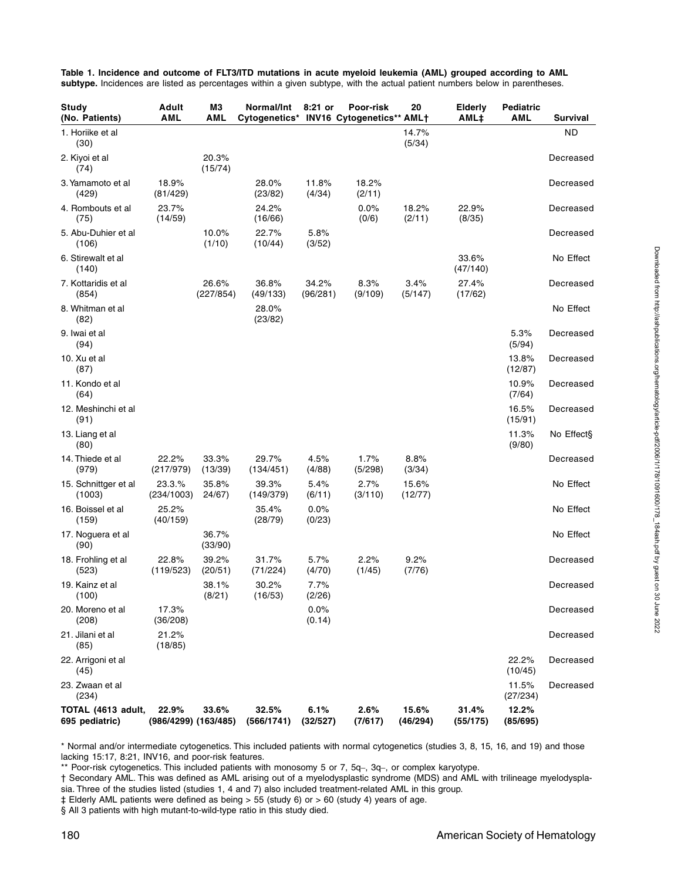**Table 1. Incidence and outcome of FLT3/ITD mutations in acute myeloid leukemia (AML) grouped according to AML subtype.** Incidences are listed as percentages within a given subtype, with the actual patient numbers below in parentheses.

| Study (No. Patients) | Adult AML | M3 AML | Normal/Int Cytogenetics* | 8:21 or INV16 | Poor-risk Cytogenetics** | 20 AML† | Elderly AML‡ | Pediatric AML | Survival |
|---|---|---|---|---|---|---|---|---|---|
| 1. Horiike et al (30) | | | | | | 14.7% (5/34) | | | ND |
| 2. Kiyoi et al (74) | | 20.3% (15/74) | | | | | | | Decreased |
| 3. Yamamoto et al (429) | 18.9% (81/429) | | 28.0% (23/82) | 11.8% (4/34) | 18.2% (2/11) | | | | Decreased |
| 4. Rombouts et al (75) | 23.7% (14/59) | | 24.2% (16/66) | | 0.0% (0/6) | 18.2% (2/11) | 22.9% (8/35) | | Decreased |
| 5. Abu-Duhier et al (106) | | 10.0% (1/10) | 22.7% (10/44) | 5.8% (3/52) | | | | | Decreased |
| 6. Stirewalt et al (140) | | | | | | | 33.6% (47/140) | | No Effect |
| 7. Kottaridis et al (854) | | 26.6% (227/854) | 36.8% (49/133) | 34.2% (96/281) | 8.3% (9/109) | 3.4% (5/147) | 27.4% (17/62) | | Decreased |
| 8. Whitman et al (82) | | | 28.0% (23/82) | | | | | | No Effect |
| 9. Iwai et al (94) | | | | | | | | 5.3% (5/94) | Decreased |
| 10. Xu et al (87) | | | | | | | | 13.8% (12/87) | Decreased |
| 11. Kondo et al (64) | | | | | | | | 10.9% (7/64) | Decreased |
| 12. Meshinchi et al (91) | | | | | | | | 16.5% (15/91) | Decreased |
| 13. Liang et al (80) | | | | | | | | 11.3% (9/80) | No Effect§ |
| 14. Thiede et al (979) | 22.2% (217/979) | 33.3% (13/39) | 29.7% (134/451) | 4.5% (4/88) | 1.7% (5/298) | 8.8% (3/34) | | | Decreased |
| 15. Schnittger et al (1003) | 23.3.% (234/1003) | 35.8% 24/67) | 39.3% (149/379) | 5.4% (6/11) | 2.7% (3/110) | 15.6% (12/77) | | | No Effect |
| 16. Boissel et al (159) | 25.2% (40/159) | | 35.4% (28/79) | 0.0% (0/23) | | | | | No Effect |
| 17. Noguera et al (90) | | 36.7% (33/90) | | | | | | | No Effect |
| 18. Frohling et al (523) | 22.8% (119/523) | 39.2% (20/51) | 31.7% (71/224) | 5.7% (4/70) | 2.2% (1/45) | 9.2% (7/76) | | | Decreased |
| 19. Kainz et al (100) | | 38.1% (8/21) | 30.2% (16/53) | 7.7% (2/26) | | | | | Decreased |
| 20. Moreno et al (208) | 17.3% (36/208) | | | 0.0% (0.14) | | | | | Decreased |
| 21. Jilani et al (85) | 21.2% (18/85) | | | | | | | | Decreased |
| 22. Arrigoni et al (45) | | | | | | | | 22.2% (10/45) | Decreased |
| 23. Zwaan et al (234) | | | | | | | | 11.5% (27/234) | Decreased |
| **TOTAL (4613 adult, 695 pediatric)** | **22.9% (986/4299)** | **33.6% (163/485)** | **32.5% (566/1741)** | **6.1% (32/527)** | **2.6% (7/617)** | **15.6% (46/294)** | **31.4% (55/175)** | **12.2% (85/695)** | |

\* Normal and/or intermediate cytogenetics. This included patients with normal cytogenetics (studies 3, 8, 15, 16, and 19) and those lacking 15:17, 8:21, INV16, and poor-risk features.

** Poor-risk cytogenetics. This included patients with monosomy 5 or 7, 5q–, 3q–, or complex karyotype.

† Secondary AML. This was defined as AML arising out of a myelodysplastic syndrome (MDS) and AML with trilineage myelodysplasia. Three of the studies listed (studies 1, 4 and 7) also included treatment-related AML in this group.

‡ Elderly AML patients were defined as being > 55 (study 6) or > 60 (study 4) years of age.

§ All 3 patients with high mutant-to-wild-type ratio in this study died.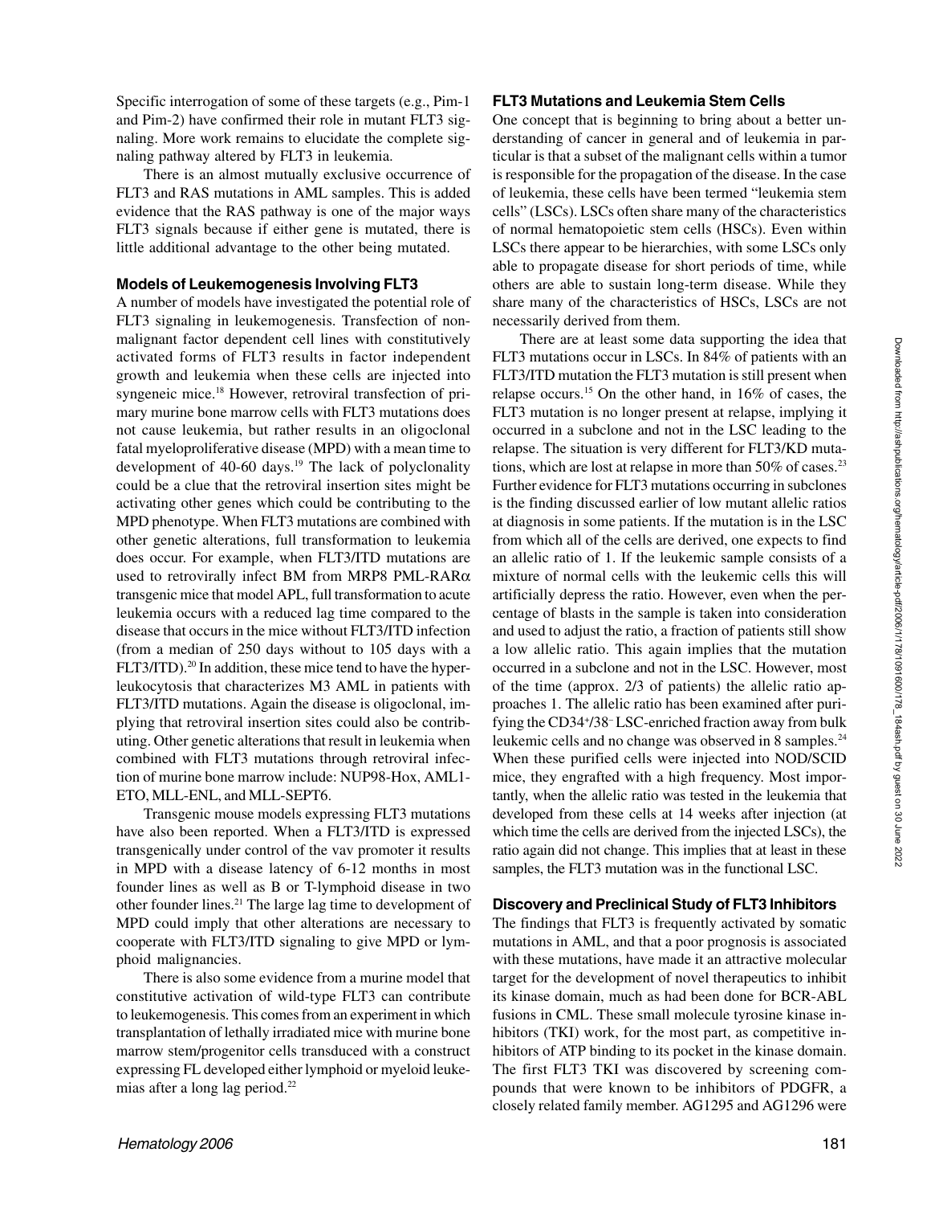Specific interrogation of some of these targets (e.g., Pim-1 and Pim-2) have confirmed their role in mutant FLT3 signaling. More work remains to elucidate the complete signaling pathway altered by FLT3 in leukemia.

There is an almost mutually exclusive occurrence of FLT3 and RAS mutations in AML samples. This is added evidence that the RAS pathway is one of the major ways FLT3 signals because if either gene is mutated, there is little additional advantage to the other being mutated.

### Models of Leukemogenesis Involving FLT3

A number of models have investigated the potential role of FLT3 signaling in leukemogenesis. Transfection of nonmalignant factor dependent cell lines with constitutively activated forms of FLT3 results in factor independent growth and leukemia when these cells are injected into syngeneic mice.[18] However, retroviral transfection of primary murine bone marrow cells with FLT3 mutations does not cause leukemia, but rather results in an oligoclonal fatal myeloproliferative disease (MPD) with a mean time to development of 40-60 days.[19] The lack of polyclonality could be a clue that the retroviral insertion sites might be activating other genes which could be contributing to the MPD phenotype. When FLT3 mutations are combined with other genetic alterations, full transformation to leukemia does occur. For example, when FLT3/ITD mutations are used to retrovirally infect BM from MRP8 PML-RARα transgenic mice that model APL, full transformation to acute leukemia occurs with a reduced lag time compared to the disease that occurs in the mice without FLT3/ITD infection (from a median of 250 days without to 105 days with a FLT3/ITD).[20] In addition, these mice tend to have the hyperleukocytosis that characterizes M3 AML in patients with FLT3/ITD mutations. Again the disease is oligoclonal, implying that retroviral insertion sites could also be contributing. Other genetic alterations that result in leukemia when combined with FLT3 mutations through retroviral infection of murine bone marrow include: NUP98-Hox, AML1-ETO, MLL-ENL, and MLL-SEPT6.

Transgenic mouse models expressing FLT3 mutations have also been reported. When a FLT3/ITD is expressed transgenically under control of the vav promoter it results in MPD with a disease latency of 6-12 months in most founder lines as well as B or T-lymphoid disease in two other founder lines.[21] The large lag time to development of MPD could imply that other alterations are necessary to cooperate with FLT3/ITD signaling to give MPD or lymphoid malignancies.

There is also some evidence from a murine model that constitutive activation of wild-type FLT3 can contribute to leukemogenesis. This comes from an experiment in which transplantation of lethally irradiated mice with murine bone marrow stem/progenitor cells transduced with a construct expressing FL developed either lymphoid or myeloid leukemias after a long lag period.[22]

### FLT3 Mutations and Leukemia Stem Cells

One concept that is beginning to bring about a better understanding of cancer in general and of leukemia in particular is that a subset of the malignant cells within a tumor is responsible for the propagation of the disease. In the case of leukemia, these cells have been termed "leukemia stem cells" (LSCs). LSCs often share many of the characteristics of normal hematopoietic stem cells (HSCs). Even within LSCs there appear to be hierarchies, with some LSCs only able to propagate disease for short periods of time, while others are able to sustain long-term disease. While they share many of the characteristics of HSCs, LSCs are not necessarily derived from them.

There are at least some data supporting the idea that FLT3 mutations occur in LSCs. In 84% of patients with an FLT3/ITD mutation the FLT3 mutation is still present when relapse occurs.[15] On the other hand, in 16% of cases, the FLT3 mutation is no longer present at relapse, implying it occurred in a subclone and not in the LSC leading to the relapse. The situation is very different for FLT3/KD mutations, which are lost at relapse in more than 50% of cases.[23] Further evidence for FLT3 mutations occurring in subclones is the finding discussed earlier of low mutant allelic ratios at diagnosis in some patients. If the mutation is in the LSC from which all of the cells are derived, one expects to find an allelic ratio of 1. If the leukemic sample consists of a mixture of normal cells with the leukemic cells this will artificially depress the ratio. However, even when the percentage of blasts in the sample is taken into consideration and used to adjust the ratio, a fraction of patients still show a low allelic ratio. This again implies that the mutation occurred in a subclone and not in the LSC. However, most of the time (approx. 2/3 of patients) the allelic ratio approaches 1. The allelic ratio has been examined after purifying the $CD34^+/38^-$ LSC-enriched fraction away from bulk leukemic cells and no change was observed in 8 samples.[24] When these purified cells were injected into NOD/SCID mice, they engrafted with a high frequency. Most importantly, when the allelic ratio was tested in the leukemia that developed from these cells at 14 weeks after injection (at which time the cells are derived from the injected LSCs), the ratio again did not change. This implies that at least in these samples, the FLT3 mutation was in the functional LSC.

### Discovery and Preclinical Study of FLT3 Inhibitors

The findings that FLT3 is frequently activated by somatic mutations in AML, and that a poor prognosis is associated with these mutations, have made it an attractive molecular target for the development of novel therapeutics to inhibit its kinase domain, much as had been done for BCR-ABL fusions in CML. These small molecule tyrosine kinase inhibitors (TKI) work, for the most part, as competitive inhibitors of ATP binding to its pocket in the kinase domain. The first FLT3 TKI was discovered by screening compounds that were known to be inhibitors of PDGFR, a closely related family member. AG1295 and AG1296 were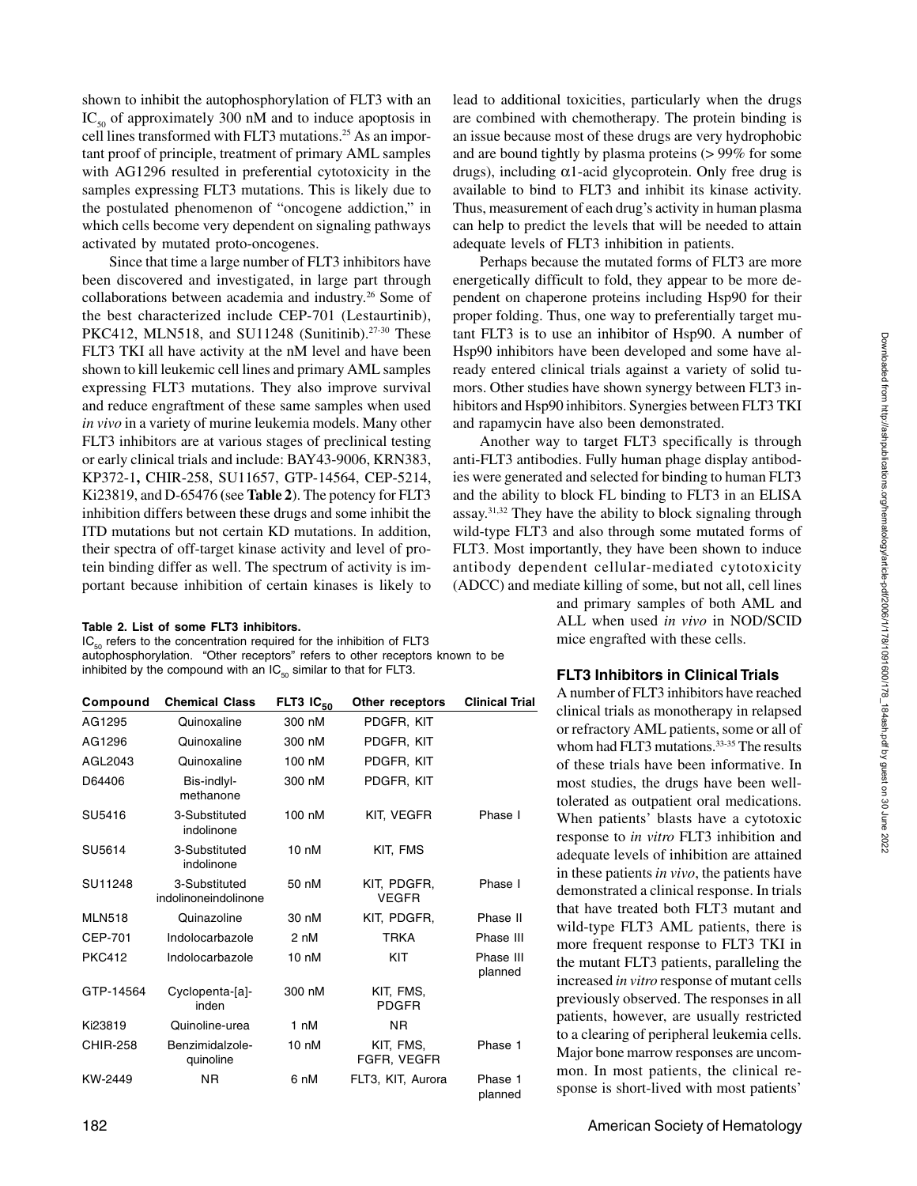shown to inhibit the autophosphorylation of FLT3 with an $IC_{50}$ of approximately 300 nM and to induce apoptosis in cell lines transformed with FLT3 mutations.[25] As an important proof of principle, treatment of primary AML samples with AG1296 resulted in preferential cytotoxicity in the samples expressing FLT3 mutations. This is likely due to the postulated phenomenon of "oncogene addiction," in which cells become very dependent on signaling pathways activated by mutated proto-oncogenes.

Since that time a large number of FLT3 inhibitors have been discovered and investigated, in large part through collaborations between academia and industry.[26] Some of the best characterized include CEP-701 (Lestaurtinib), PKC412, MLN518, and SU11248 (Sunitinib).[27-30] These FLT3 TKI all have activity at the nM level and have been shown to kill leukemic cell lines and primary AML samples expressing FLT3 mutations. They also improve survival and reduce engraftment of these same samples when used *in vivo* in a variety of murine leukemia models. Many other FLT3 inhibitors are at various stages of preclinical testing or early clinical trials and include: BAY43-9006, KRN383, KP372-1**,** CHIR-258, SU11657, GTP-14564, CEP-5214, Ki23819, and D-65476 (see **Table 2**). The potency for FLT3 inhibition differs between these drugs and some inhibit the ITD mutations but not certain KD mutations. In addition, their spectra of off-target kinase activity and level of protein binding differ as well. The spectrum of activity is important because inhibition of certain kinases is likely to lead to additional toxicities, particularly when the drugs are combined with chemotherapy. The protein binding is an issue because most of these drugs are very hydrophobic and are bound tightly by plasma proteins (> 99% for some drugs), including α1-acid glycoprotein. Only free drug is available to bind to FLT3 and inhibit its kinase activity. Thus, measurement of each drug's activity in human plasma can help to predict the levels that will be needed to attain adequate levels of FLT3 inhibition in patients.

Perhaps because the mutated forms of FLT3 are more energetically difficult to fold, they appear to be more dependent on chaperone proteins including Hsp90 for their proper folding. Thus, one way to preferentially target mutant FLT3 is to use an inhibitor of Hsp90. A number of Hsp90 inhibitors have been developed and some have already entered clinical trials against a variety of solid tumors. Other studies have shown synergy between FLT3 inhibitors and Hsp90 inhibitors. Synergies between FLT3 TKI and rapamycin have also been demonstrated.

Another way to target FLT3 specifically is through anti-FLT3 antibodies. Fully human phage display antibodies were generated and selected for binding to human FLT3 and the ability to block FL binding to FLT3 in an ELISA assay.[31,32] They have the ability to block signaling through wild-type FLT3 and also through some mutated forms of FLT3. Most importantly, they have been shown to induce antibody dependent cellular-mediated cytotoxicity (ADCC) and mediate killing of some, but not all, cell lines and primary samples of both AML and ALL when used *in vivo* in NOD/SCID mice engrafted with these cells.

**Table 2. List of some FLT3 inhibitors.**

$IC_{50}$ refers to the concentration required for the inhibition of FLT3 autophosphorylation. "Other receptors" refers to other receptors known to be inhibited by the compound with an $IC_{50}$ similar to that for FLT3.

| Compound | Chemical Class | FLT3 $IC_{50}$ | Other receptors | Clinical Trial |
|---|---|---|---|---|
| AG1295 | Quinoxaline | 300 nM | PDGFR, KIT | |
| AG1296 | Quinoxaline | 300 nM | PDGFR, KIT | |
| AGL2043 | Quinoxaline | 100 nM | PDGFR, KIT | |
| D64406 | Bis-indlyl-methanone | 300 nM | PDGFR, KIT | |
| SU5416 | 3-Substituted indolinone | 100 nM | KIT, VEGFR | Phase I |
| SU5614 | 3-Substituted indolinone | 10 nM | KIT, FMS | |
| SU11248 | 3-Substituted indolinoneindolinone | 50 nM | KIT, PDGFR, VEGFR | Phase I |
| MLN518 | Quinazoline | 30 nM | KIT, PDGFR, | Phase II |
| CEP-701 | Indolocarbazole | 2 nM | TRKA | Phase III |
| PKC412 | Indolocarbazole | 10 nM | KIT | Phase III planned |
| GTP-14564 | Cyclopenta-[a]-inden | 300 nM | KIT, FMS, PDGFR | |
| Ki23819 | Quinoline-urea | 1 nM | NR | |
| CHIR-258 | Benzimidalzole-quinoline | 10 nM | KIT, FMS, FGFR, VEGFR | Phase 1 |
| KW-2449 | NR | 6 nM | FLT3, KIT, Aurora | Phase 1 planned |

## FLT3 Inhibitors in Clinical Trials

A number of FLT3 inhibitors have reached clinical trials as monotherapy in relapsed or refractory AML patients, some or all of whom had FLT3 mutations.[33-35] The results of these trials have been informative. In most studies, the drugs have been well-tolerated as outpatient oral medications. When patients' blasts have a cytotoxic response to *in vitro* FLT3 inhibition and adequate levels of inhibition are attained in these patients *in vivo*, the patients have demonstrated a clinical response. In trials that have treated both FLT3 mutant and wild-type FLT3 AML patients, there is more frequent response to FLT3 TKI in the mutant FLT3 patients, paralleling the increased *in vitro* response of mutant cells previously observed. The responses in all patients, however, are usually restricted to a clearing of peripheral leukemia cells. Major bone marrow responses are uncommon. In most patients, the clinical response is short-lived with most patients'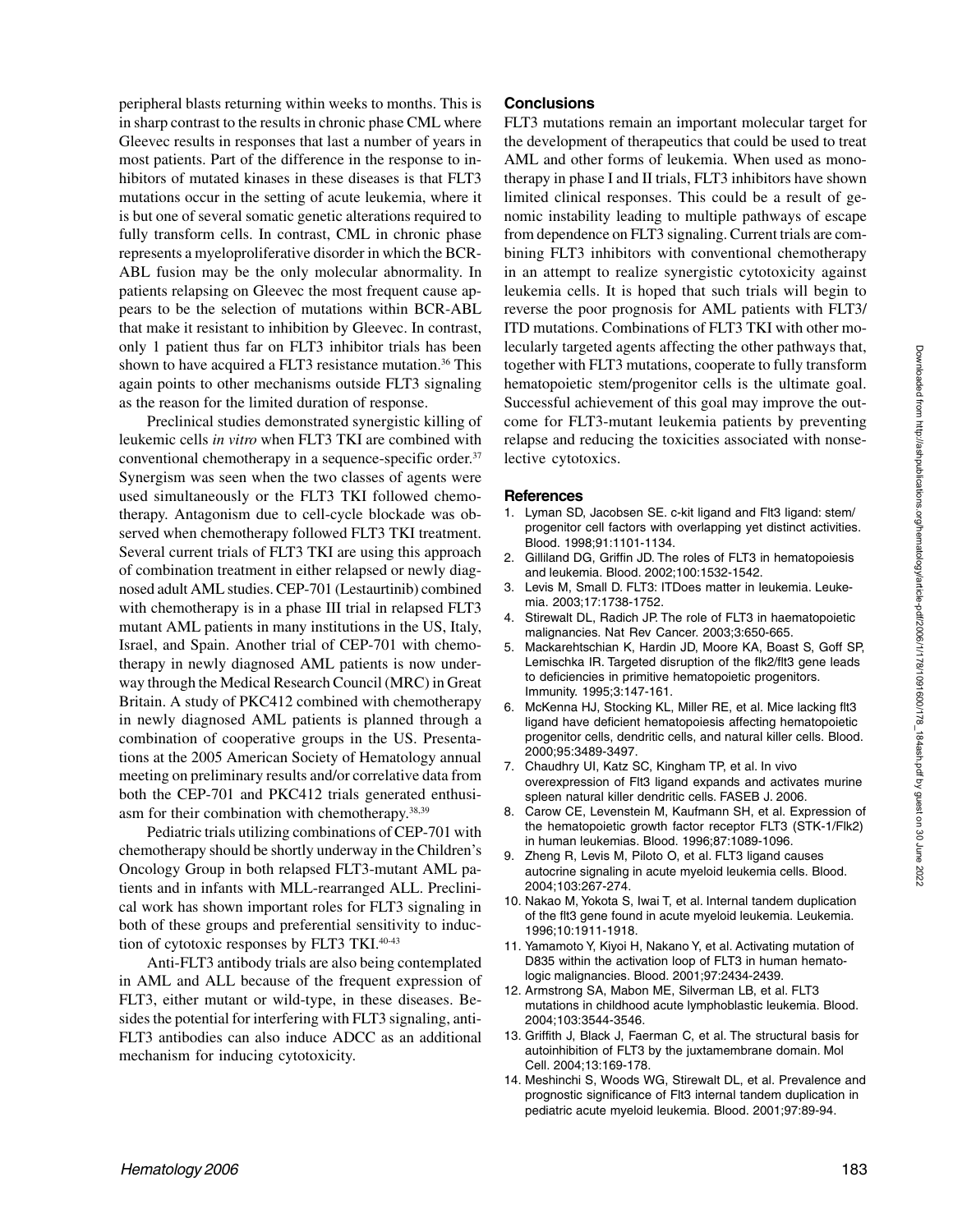peripheral blasts returning within weeks to months. This is in sharp contrast to the results in chronic phase CML where Gleevec results in responses that last a number of years in most patients. Part of the difference in the response to inhibitors of mutated kinases in these diseases is that FLT3 mutations occur in the setting of acute leukemia, where it is but one of several somatic genetic alterations required to fully transform cells. In contrast, CML in chronic phase represents a myeloproliferative disorder in which the BCR-ABL fusion may be the only molecular abnormality. In patients relapsing on Gleevec the most frequent cause appears to be the selection of mutations within BCR-ABL that make it resistant to inhibition by Gleevec. In contrast, only 1 patient thus far on FLT3 inhibitor trials has been shown to have acquired a FLT3 resistance mutation.[36] This again points to other mechanisms outside FLT3 signaling as the reason for the limited duration of response.

Preclinical studies demonstrated synergistic killing of leukemic cells *in vitro* when FLT3 TKI are combined with conventional chemotherapy in a sequence-specific order.[37] Synergism was seen when the two classes of agents were used simultaneously or the FLT3 TKI followed chemotherapy. Antagonism due to cell-cycle blockade was observed when chemotherapy followed FLT3 TKI treatment. Several current trials of FLT3 TKI are using this approach of combination treatment in either relapsed or newly diagnosed adult AML studies. CEP-701 (Lestaurtinib) combined with chemotherapy is in a phase III trial in relapsed FLT3 mutant AML patients in many institutions in the US, Italy, Israel, and Spain. Another trial of CEP-701 with chemotherapy in newly diagnosed AML patients is now underway through the Medical Research Council (MRC) in Great Britain. A study of PKC412 combined with chemotherapy in newly diagnosed AML patients is planned through a combination of cooperative groups in the US. Presentations at the 2005 American Society of Hematology annual meeting on preliminary results and/or correlative data from both the CEP-701 and PKC412 trials generated enthusiasm for their combination with chemotherapy.[38,39]

Pediatric trials utilizing combinations of CEP-701 with chemotherapy should be shortly underway in the Children's Oncology Group in both relapsed FLT3-mutant AML patients and in infants with MLL-rearranged ALL. Preclinical work has shown important roles for FLT3 signaling in both of these groups and preferential sensitivity to induction of cytotoxic responses by FLT3 TKI.[40-43]

Anti-FLT3 antibody trials are also being contemplated in AML and ALL because of the frequent expression of FLT3, either mutant or wild-type, in these diseases. Besides the potential for interfering with FLT3 signaling, anti-FLT3 antibodies can also induce ADCC as an additional mechanism for inducing cytotoxicity.

## Conclusions

FLT3 mutations remain an important molecular target for the development of therapeutics that could be used to treat AML and other forms of leukemia. When used as monotherapy in phase I and II trials, FLT3 inhibitors have shown limited clinical responses. This could be a result of genomic instability leading to multiple pathways of escape from dependence on FLT3 signaling. Current trials are combining FLT3 inhibitors with conventional chemotherapy in an attempt to realize synergistic cytotoxicity against leukemia cells. It is hoped that such trials will begin to reverse the poor prognosis for AML patients with FLT3/ITD mutations. Combinations of FLT3 TKI with other molecularly targeted agents affecting the other pathways that, together with FLT3 mutations, cooperate to fully transform hematopoietic stem/progenitor cells is the ultimate goal. Successful achievement of this goal may improve the outcome for FLT3-mutant leukemia patients by preventing relapse and reducing the toxicities associated with nonselective cytotoxics.

## References

1. Lyman SD, Jacobsen SE. c-kit ligand and Flt3 ligand: stem/progenitor cell factors with overlapping yet distinct activities. Blood. 1998;91:1101-1134.
2. Gilliland DG, Griffin JD. The roles of FLT3 in hematopoiesis and leukemia. Blood. 2002;100:1532-1542.
3. Levis M, Small D. FLT3: ITDoes matter in leukemia. Leukemia. 2003;17:1738-1752.
4. Stirewalt DL, Radich JP. The role of FLT3 in haematopoietic malignancies. Nat Rev Cancer. 2003;3:650-665.
5. Mackarehtschian K, Hardin JD, Moore KA, Boast S, Goff SP, Lemischka IR. Targeted disruption of the flk2/flt3 gene leads to deficiencies in primitive hematopoietic progenitors. Immunity. 1995;3:147-161.
6. McKenna HJ, Stocking KL, Miller RE, et al. Mice lacking flt3 ligand have deficient hematopoiesis affecting hematopoietic progenitor cells, dendritic cells, and natural killer cells. Blood. 2000;95:3489-3497.
7. Chaudhry UI, Katz SC, Kingham TP, et al. In vivo overexpression of Flt3 ligand expands and activates murine spleen natural killer dendritic cells. FASEB J. 2006.
8. Carow CE, Levenstein M, Kaufmann SH, et al. Expression of the hematopoietic growth factor receptor FLT3 (STK-1/Flk2) in human leukemias. Blood. 1996;87:1089-1096.
9. Zheng R, Levis M, Piloto O, et al. FLT3 ligand causes autocrine signaling in acute myeloid leukemia cells. Blood. 2004;103:267-274.
10. Nakao M, Yokota S, Iwai T, et al. Internal tandem duplication of the flt3 gene found in acute myeloid leukemia. Leukemia. 1996;10:1911-1918.
11. Yamamoto Y, Kiyoi H, Nakano Y, et al. Activating mutation of D835 within the activation loop of FLT3 in human hematologic malignancies. Blood. 2001;97:2434-2439.
12. Armstrong SA, Mabon ME, Silverman LB, et al. FLT3 mutations in childhood acute lymphoblastic leukemia. Blood. 2004;103:3544-3546.
13. Griffith J, Black J, Faerman C, et al. The structural basis for autoinhibition of FLT3 by the juxtamembrane domain. Mol Cell. 2004;13:169-178.
14. Meshinchi S, Woods WG, Stirewalt DL, et al. Prevalence and prognostic significance of Flt3 internal tandem duplication in pediatric acute myeloid leukemia. Blood. 2001;97:89-94.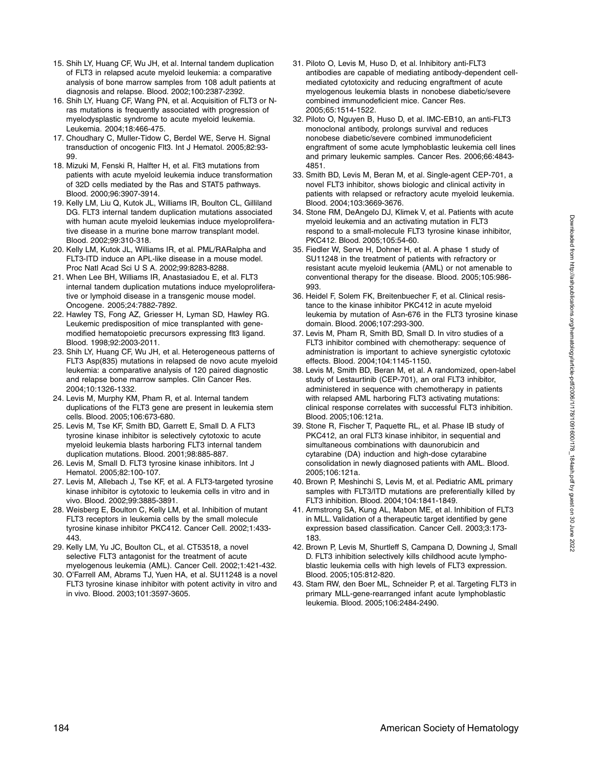15. Shih LY, Huang CF, Wu JH, et al. Internal tandem duplication of FLT3 in relapsed acute myeloid leukemia: a comparative analysis of bone marrow samples from 108 adult patients at diagnosis and relapse. Blood. 2002;100:2387-2392.
16. Shih LY, Huang CF, Wang PN, et al. Acquisition of FLT3 or N-ras mutations is frequently associated with progression of myelodysplastic syndrome to acute myeloid leukemia. Leukemia. 2004;18:466-475.
17. Choudhary C, Muller-Tidow C, Berdel WE, Serve H. Signal transduction of oncogenic Flt3. Int J Hematol. 2005;82:93-99.
18. Mizuki M, Fenski R, Halfter H, et al. Flt3 mutations from patients with acute myeloid leukemia induce transformation of 32D cells mediated by the Ras and STAT5 pathways. Blood. 2000;96:3907-3914.
19. Kelly LM, Liu Q, Kutok JL, Williams IR, Boulton CL, Gilliland DG. FLT3 internal tandem duplication mutations associated with human acute myeloid leukemias induce myeloproliferative disease in a murine bone marrow transplant model. Blood. 2002;99:310-318.
20. Kelly LM, Kutok JL, Williams IR, et al. PML/RARalpha and FLT3-ITD induce an APL-like disease in a mouse model. Proc Natl Acad Sci U S A. 2002;99:8283-8288.
21. When Lee BH, Williams IR, Anastasiadou E, et al. FLT3 internal tandem duplication mutations induce myeloproliferative or lymphoid disease in a transgenic mouse model. Oncogene. 2005;24:7882-7892.
22. Hawley TS, Fong AZ, Griesser H, Lyman SD, Hawley RG. Leukemic predisposition of mice transplanted with gene-modified hematopoietic precursors expressing flt3 ligand. Blood. 1998;92:2003-2011.
23. Shih LY, Huang CF, Wu JH, et al. Heterogeneous patterns of FLT3 Asp(835) mutations in relapsed de novo acute myeloid leukemia: a comparative analysis of 120 paired diagnostic and relapse bone marrow samples. Clin Cancer Res. 2004;10:1326-1332.
24. Levis M, Murphy KM, Pham R, et al. Internal tandem duplications of the FLT3 gene are present in leukemia stem cells. Blood. 2005;106:673-680.
25. Levis M, Tse KF, Smith BD, Garrett E, Small D. A FLT3 tyrosine kinase inhibitor is selectively cytotoxic to acute myeloid leukemia blasts harboring FLT3 internal tandem duplication mutations. Blood. 2001;98:885-887.
26. Levis M, Small D. FLT3 tyrosine kinase inhibitors. Int J Hematol. 2005;82:100-107.
27. Levis M, Allebach J, Tse KF, et al. A FLT3-targeted tyrosine kinase inhibitor is cytotoxic to leukemia cells in vitro and in vivo. Blood. 2002;99:3885-3891.
28. Weisberg E, Boulton C, Kelly LM, et al. Inhibition of mutant FLT3 receptors in leukemia cells by the small molecule tyrosine kinase inhibitor PKC412. Cancer Cell. 2002;1:433-443.
29. Kelly LM, Yu JC, Boulton CL, et al. CT53518, a novel selective FLT3 antagonist for the treatment of acute myelogenous leukemia (AML). Cancer Cell. 2002;1:421-432.
30. O'Farrell AM, Abrams TJ, Yuen HA, et al. SU11248 is a novel FLT3 tyrosine kinase inhibitor with potent activity in vitro and in vivo. Blood. 2003;101:3597-3605.
31. Piloto O, Levis M, Huso D, et al. Inhibitory anti-FLT3 antibodies are capable of mediating antibody-dependent cell-mediated cytotoxicity and reducing engraftment of acute myelogenous leukemia blasts in nonobese diabetic/severe combined immunodeficient mice. Cancer Res. 2005;65:1514-1522.
32. Piloto O, Nguyen B, Huso D, et al. IMC-EB10, an anti-FLT3 monoclonal antibody, prolongs survival and reduces nonobese diabetic/severe combined immunodeficient engraftment of some acute lymphoblastic leukemia cell lines and primary leukemic samples. Cancer Res. 2006;66:4843-4851.
33. Smith BD, Levis M, Beran M, et al. Single-agent CEP-701, a novel FLT3 inhibitor, shows biologic and clinical activity in patients with relapsed or refractory acute myeloid leukemia. Blood. 2004;103:3669-3676.
34. Stone RM, DeAngelo DJ, Klimek V, et al. Patients with acute myeloid leukemia and an activating mutation in FLT3 respond to a small-molecule FLT3 tyrosine kinase inhibitor, PKC412. Blood. 2005;105:54-60.
35. Fiedler W, Serve H, Dohner H, et al. A phase 1 study of SU11248 in the treatment of patients with refractory or resistant acute myeloid leukemia (AML) or not amenable to conventional therapy for the disease. Blood. 2005;105:986-993.
36. Heidel F, Solem FK, Breitenbuecher F, et al. Clinical resistance to the kinase inhibitor PKC412 in acute myeloid leukemia by mutation of Asn-676 in the FLT3 tyrosine kinase domain. Blood. 2006;107:293-300.
37. Levis M, Pham R, Smith BD, Small D. In vitro studies of a FLT3 inhibitor combined with chemotherapy: sequence of administration is important to achieve synergistic cytotoxic effects. Blood. 2004;104:1145-1150.
38. Levis M, Smith BD, Beran M, et al. A randomized, open-label study of Lestaurtinib (CEP-701), an oral FLT3 inhibitor, administered in sequence with chemotherapy in patients with relapsed AML harboring FLT3 activating mutations: clinical response correlates with successful FLT3 inhibition. Blood. 2005;106:121a.
39. Stone R, Fischer T, Paquette RL, et al. Phase IB study of PKC412, an oral FLT3 kinase inhibitor, in sequential and simultaneous combinations with daunorubicin and cytarabine (DA) induction and high-dose cytarabine consolidation in newly diagnosed patients with AML. Blood. 2005;106:121a.
40. Brown P, Meshinchi S, Levis M, et al. Pediatric AML primary samples with FLT3/ITD mutations are preferentially killed by FLT3 inhibition. Blood. 2004;104:1841-1849.
41. Armstrong SA, Kung AL, Mabon ME, et al. Inhibition of FLT3 in MLL. Validation of a therapeutic target identified by gene expression based classification. Cancer Cell. 2003;3:173-183.
42. Brown P, Levis M, Shurtleff S, Campana D, Downing J, Small D. FLT3 inhibition selectively kills childhood acute lymphoblastic leukemia cells with high levels of FLT3 expression. Blood. 2005;105:812-820.
43. Stam RW, den Boer ML, Schneider P, et al. Targeting FLT3 in primary MLL-gene-rearranged infant acute lymphoblastic leukemia. Blood. 2005;106:2484-2490.